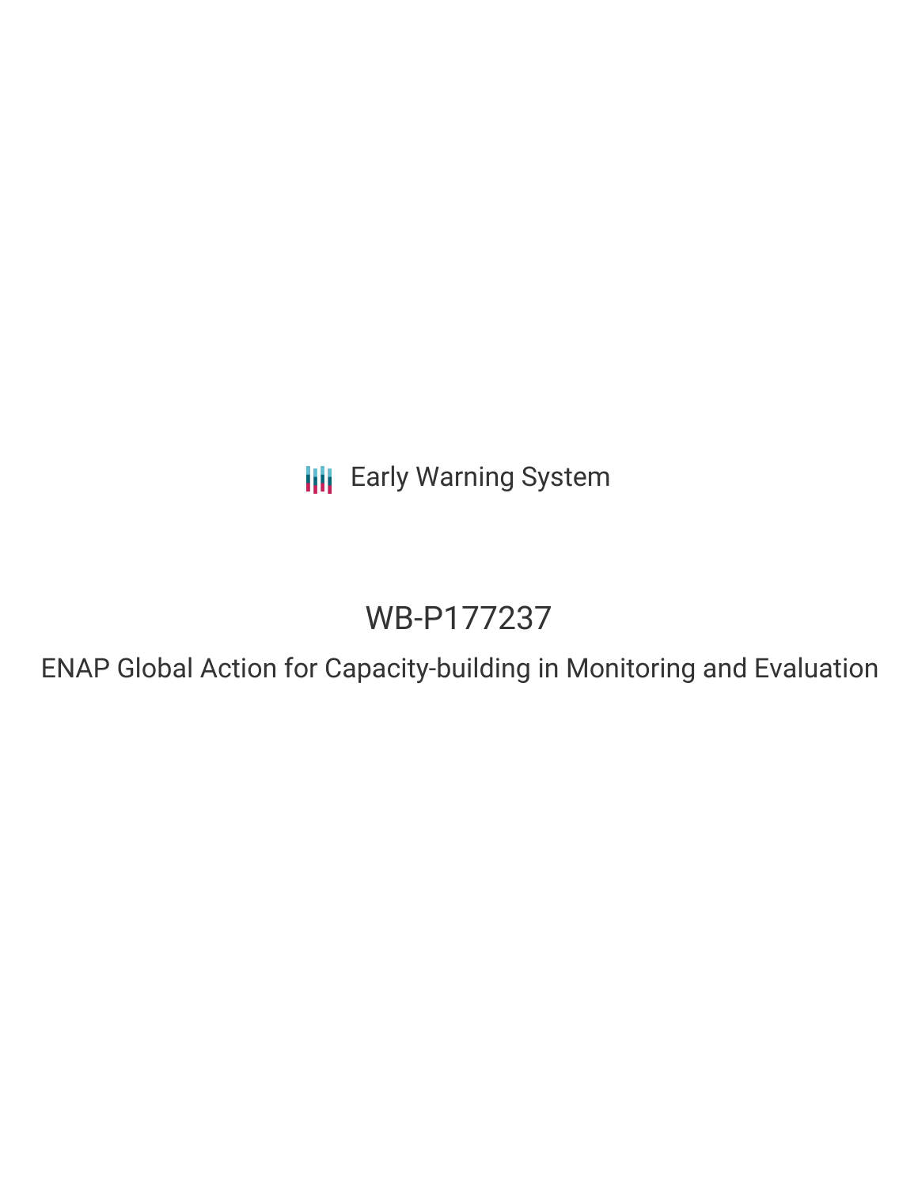Early Warning System

# WB-P177237

## ENAP Global Action for Capacity-building in Monitoring and Evaluation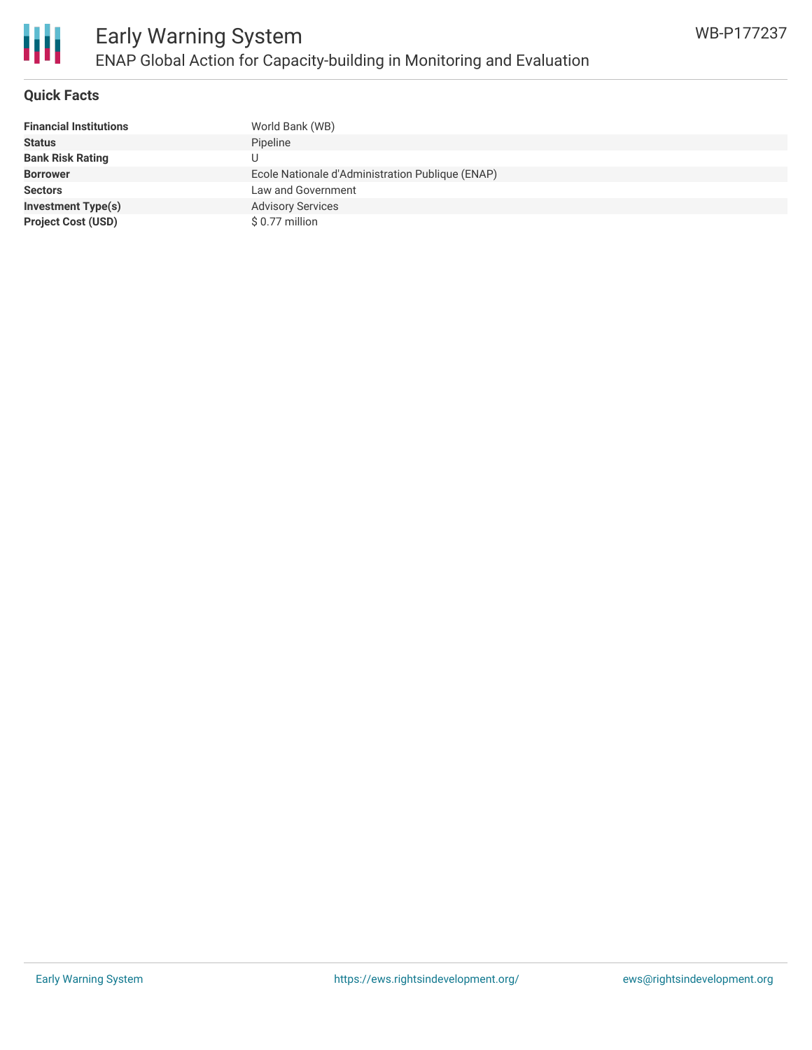# Early Warning System

## ENAP Global Action for Capacity-building in Monitoring and Evaluation

WB-P177237

### Quick Facts

| | |
|---|---|
| **Financial Institutions** | World Bank (WB) |
| **Status** | Pipeline |
| **Bank Risk Rating** | U |
| **Borrower** | Ecole Nationale d'Administration Publique (ENAP) |
| **Sectors** | Law and Government |
| **Investment Type(s)** | Advisory Services |
| **Project Cost (USD)** | $ 0.77 million |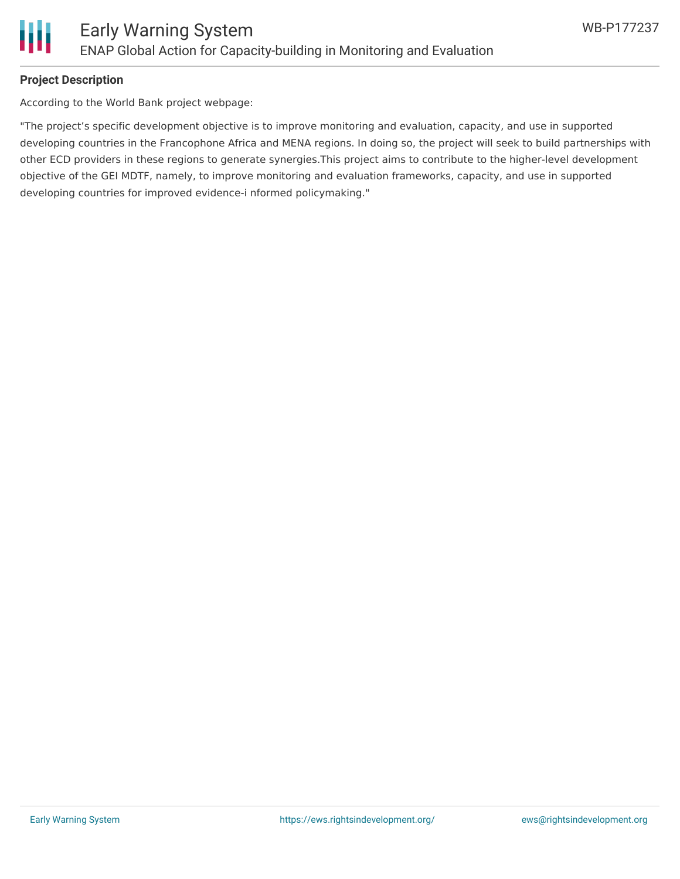**Project Description**

According to the World Bank project webpage:

"The project's specific development objective is to improve monitoring and evaluation, capacity, and use in supported developing countries in the Francophone Africa and MENA regions. In doing so, the project will seek to build partnerships with other ECD providers in these regions to generate synergies.This project aims to contribute to the higher-level development objective of the GEI MDTF, namely, to improve monitoring and evaluation frameworks, capacity, and use in supported developing countries for improved evidence-i nformed policymaking."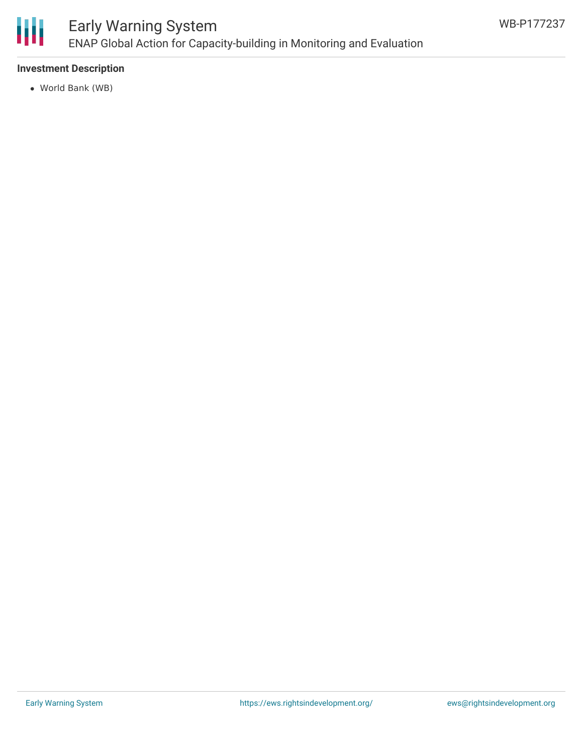### Investment Description

- World Bank (WB)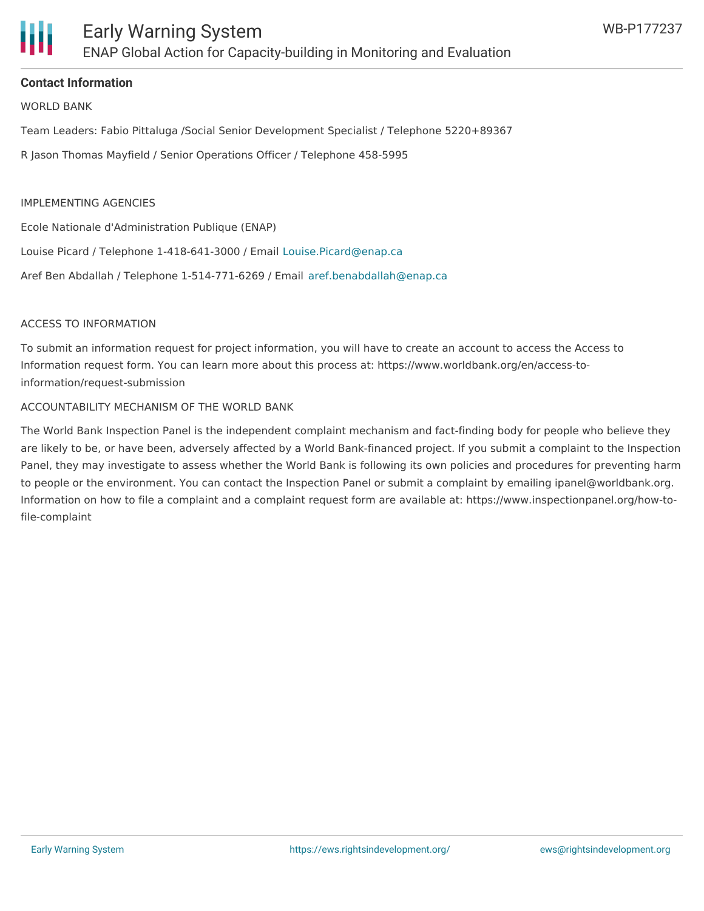**Contact Information**

WORLD BANK

Team Leaders: Fabio Pittaluga /Social Senior Development Specialist / Telephone 5220+89367

R Jason Thomas Mayfield / Senior Operations Officer / Telephone 458-5995

IMPLEMENTING AGENCIES

Ecole Nationale d'Administration Publique (ENAP)

Louise Picard / Telephone 1-418-641-3000 / Email Louise.Picard@enap.ca

Aref Ben Abdallah / Telephone 1-514-771-6269 / Email aref.benabdallah@enap.ca

ACCESS TO INFORMATION

To submit an information request for project information, you will have to create an account to access the Access to Information request form. You can learn more about this process at: https://www.worldbank.org/en/access-to-information/request-submission

ACCOUNTABILITY MECHANISM OF THE WORLD BANK

The World Bank Inspection Panel is the independent complaint mechanism and fact-finding body for people who believe they are likely to be, or have been, adversely affected by a World Bank-financed project. If you submit a complaint to the Inspection Panel, they may investigate to assess whether the World Bank is following its own policies and procedures for preventing harm to people or the environment. You can contact the Inspection Panel or submit a complaint by emailing ipanel@worldbank.org. Information on how to file a complaint and a complaint request form are available at: https://www.inspectionpanel.org/how-to-file-complaint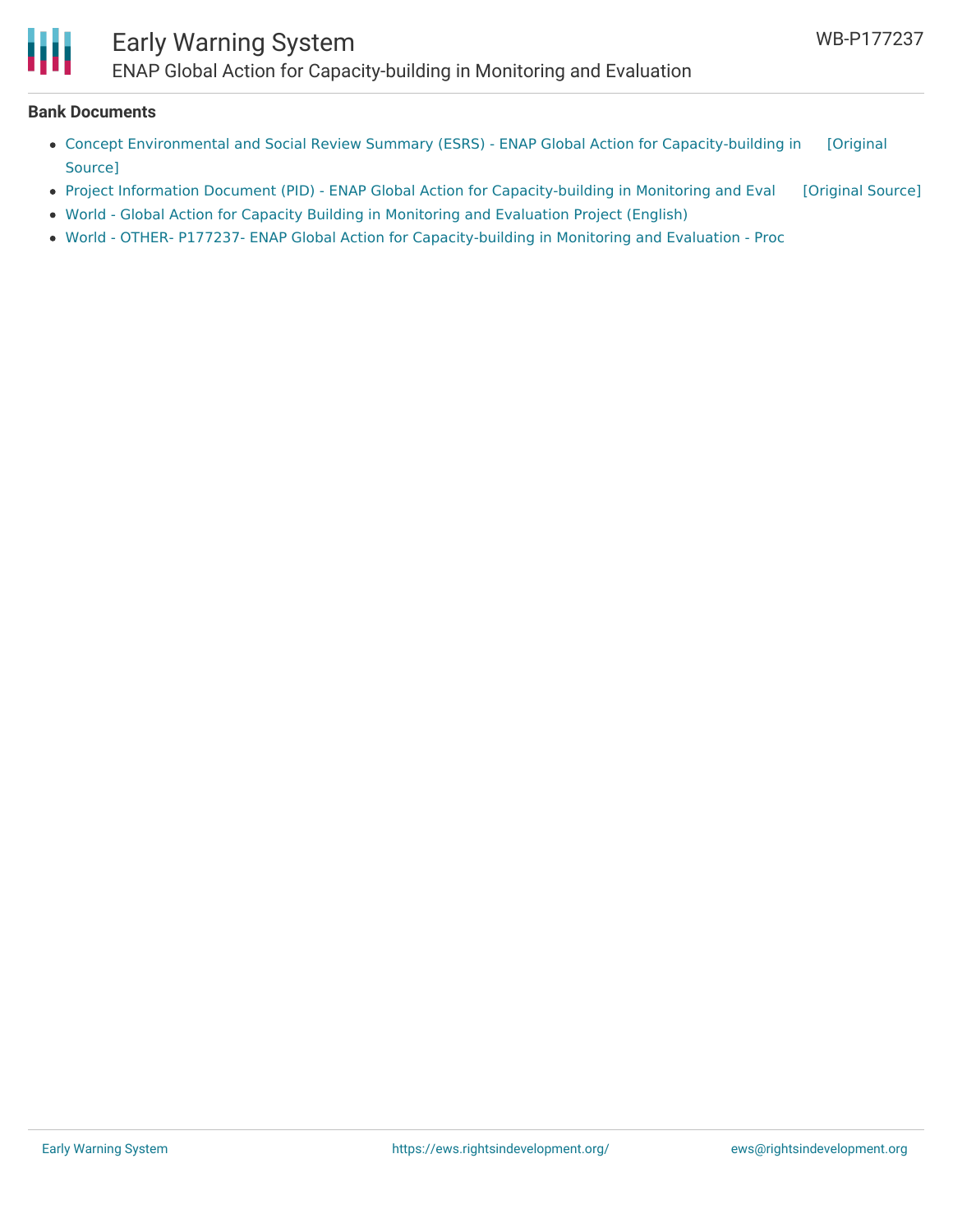**Bank Documents**

- Concept Environmental and Social Review Summary (ESRS) - ENAP Global Action for Capacity-building in [Original Source]
- Project Information Document (PID) - ENAP Global Action for Capacity-building in Monitoring and Eval [Original Source]
- World - Global Action for Capacity Building in Monitoring and Evaluation Project (English)
- World - OTHER- P177237- ENAP Global Action for Capacity-building in Monitoring and Evaluation - Proc